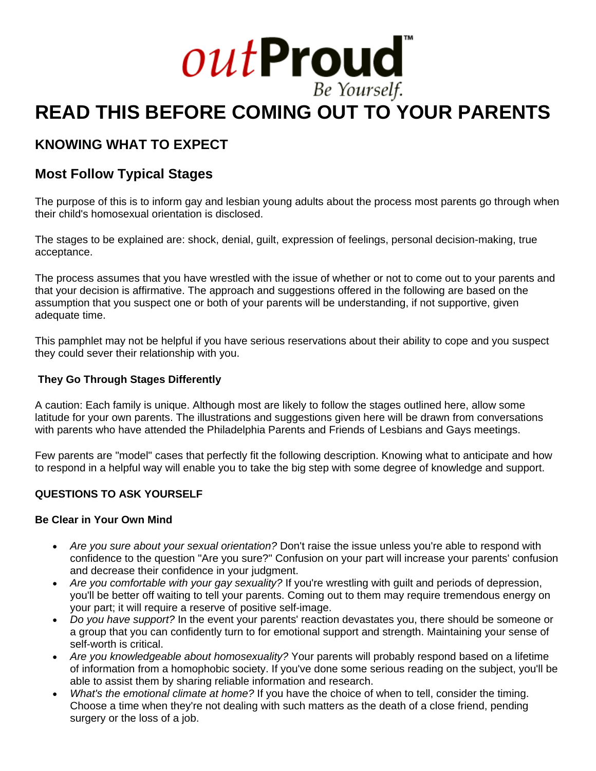outProud™

Be Yourself.

# READ THIS BEFORE COMING OUT TO YOUR PARENTS

## KNOWING WHAT TO EXPECT

## Most Follow Typical Stages

The purpose of this is to inform gay and lesbian young adults about the process most parents go through when their child's homosexual orientation is disclosed.

The stages to be explained are: shock, denial, guilt, expression of feelings, personal decision-making, true acceptance.

The process assumes that you have wrestled with the issue of whether or not to come out to your parents and that your decision is affirmative. The approach and suggestions offered in the following are based on the assumption that you suspect one or both of your parents will be understanding, if not supportive, given adequate time.

This pamphlet may not be helpful if you have serious reservations about their ability to cope and you suspect they could sever their relationship with you.

### They Go Through Stages Differently

A caution: Each family is unique. Although most are likely to follow the stages outlined here, allow some latitude for your own parents. The illustrations and suggestions given here will be drawn from conversations with parents who have attended the Philadelphia Parents and Friends of Lesbians and Gays meetings.

Few parents are "model" cases that perfectly fit the following description. Knowing what to anticipate and how to respond in a helpful way will enable you to take the big step with some degree of knowledge and support.

### QUESTIONS TO ASK YOURSELF

### Be Clear in Your Own Mind

- *Are you sure about your sexual orientation?* Don't raise the issue unless you're able to respond with confidence to the question "Are you sure?" Confusion on your part will increase your parents' confusion and decrease their confidence in your judgment.
- *Are you comfortable with your gay sexuality?* If you're wrestling with guilt and periods of depression, you'll be better off waiting to tell your parents. Coming out to them may require tremendous energy on your part; it will require a reserve of positive self-image.
- *Do you have support?* In the event your parents' reaction devastates you, there should be someone or a group that you can confidently turn to for emotional support and strength. Maintaining your sense of self-worth is critical.
- *Are you knowledgeable about homosexuality?* Your parents will probably respond based on a lifetime of information from a homophobic society. If you've done some serious reading on the subject, you'll be able to assist them by sharing reliable information and research.
- *What's the emotional climate at home?* If you have the choice of when to tell, consider the timing. Choose a time when they're not dealing with such matters as the death of a close friend, pending surgery or the loss of a job.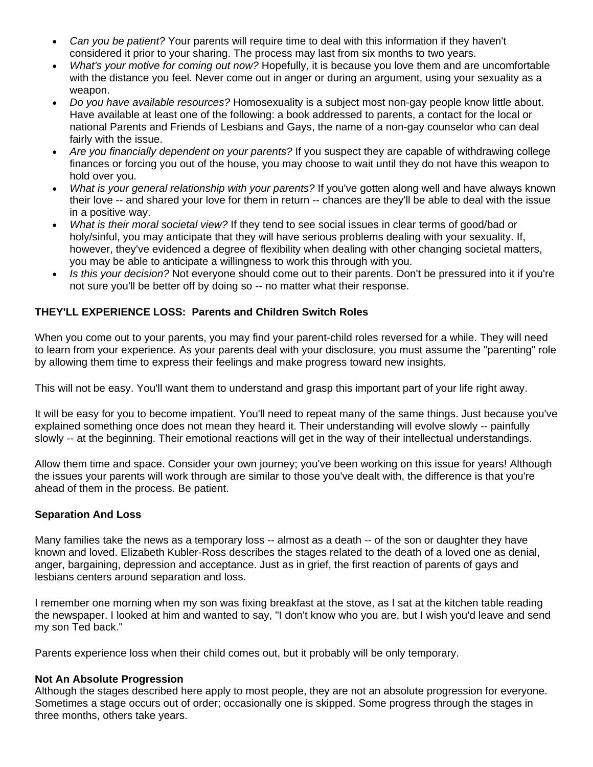- *Can you be patient?* Your parents will require time to deal with this information if they haven't considered it prior to your sharing. The process may last from six months to two years.
- *What's your motive for coming out now?* Hopefully, it is because you love them and are uncomfortable with the distance you feel. Never come out in anger or during an argument, using your sexuality as a weapon.
- *Do you have available resources?* Homosexuality is a subject most non-gay people know little about. Have available at least one of the following: a book addressed to parents, a contact for the local or national Parents and Friends of Lesbians and Gays, the name of a non-gay counselor who can deal fairly with the issue.
- *Are you financially dependent on your parents?* If you suspect they are capable of withdrawing college finances or forcing you out of the house, you may choose to wait until they do not have this weapon to hold over you.
- *What is your general relationship with your parents?* If you've gotten along well and have always known their love -- and shared your love for them in return -- chances are they'll be able to deal with the issue in a positive way.
- *What is their moral societal view?* If they tend to see social issues in clear terms of good/bad or holy/sinful, you may anticipate that they will have serious problems dealing with your sexuality. If, however, they've evidenced a degree of flexibility when dealing with other changing societal matters, you may be able to anticipate a willingness to work this through with you.
- *Is this your decision?* Not everyone should come out to their parents. Don't be pressured into it if you're not sure you'll be better off by doing so -- no matter what their response.

## THEY'LL EXPERIENCE LOSS: Parents and Children Switch Roles

When you come out to your parents, you may find your parent-child roles reversed for a while. They will need to learn from your experience. As your parents deal with your disclosure, you must assume the "parenting" role by allowing them time to express their feelings and make progress toward new insights.

This will not be easy. You'll want them to understand and grasp this important part of your life right away.

It will be easy for you to become impatient. You'll need to repeat many of the same things. Just because you've explained something once does not mean they heard it. Their understanding will evolve slowly -- painfully slowly -- at the beginning. Their emotional reactions will get in the way of their intellectual understandings.

Allow them time and space. Consider your own journey; you've been working on this issue for years! Although the issues your parents will work through are similar to those you've dealt with, the difference is that you're ahead of them in the process. Be patient.

### Separation And Loss

Many families take the news as a temporary loss -- almost as a death -- of the son or daughter they have known and loved. Elizabeth Kubler-Ross describes the stages related to the death of a loved one as denial, anger, bargaining, depression and acceptance. Just as in grief, the first reaction of parents of gays and lesbians centers around separation and loss.

I remember one morning when my son was fixing breakfast at the stove, as I sat at the kitchen table reading the newspaper. I looked at him and wanted to say, "I don't know who you are, but I wish you'd leave and send my son Ted back."

Parents experience loss when their child comes out, but it probably will be only temporary.

### Not An Absolute Progression

Although the stages described here apply to most people, they are not an absolute progression for everyone. Sometimes a stage occurs out of order; occasionally one is skipped. Some progress through the stages in three months, others take years.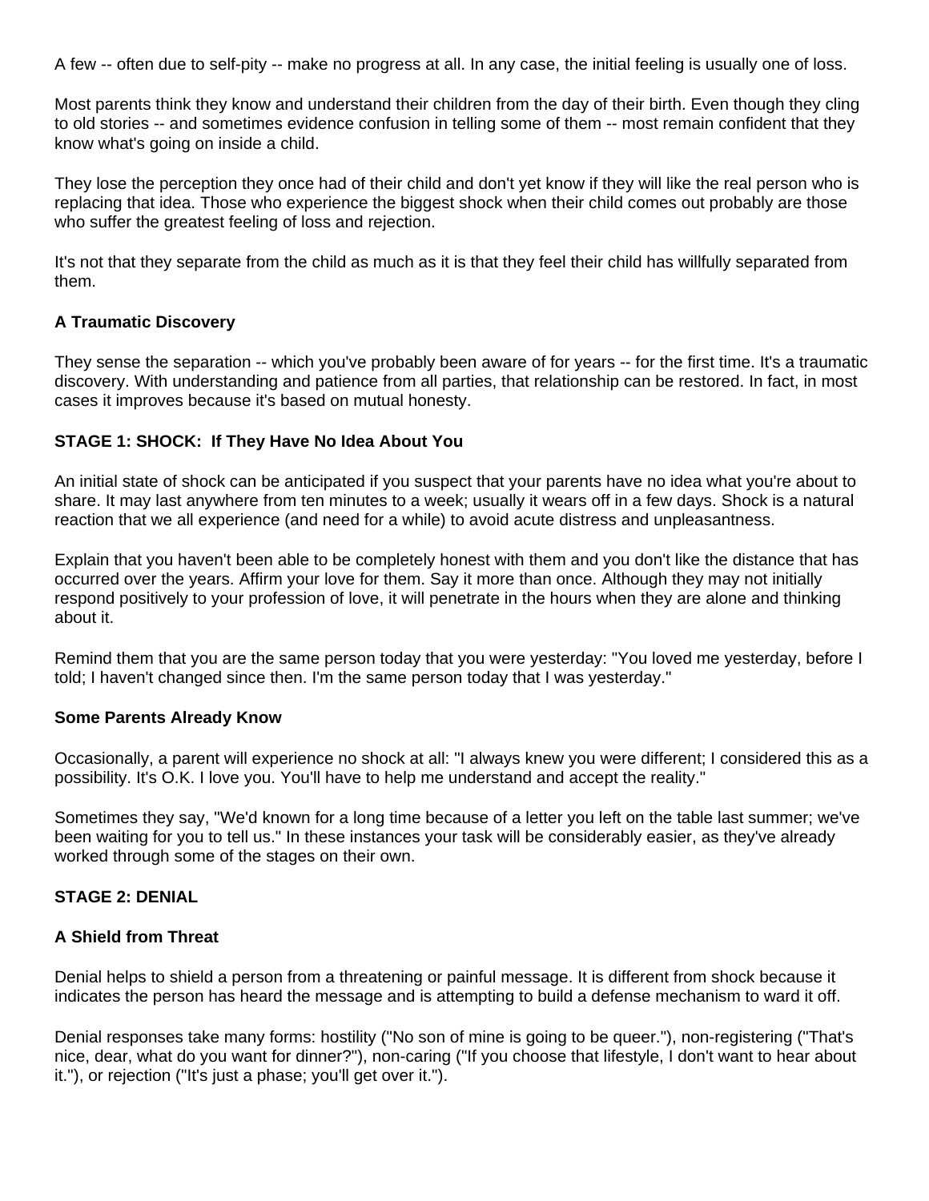A few -- often due to self-pity -- make no progress at all. In any case, the initial feeling is usually one of loss.

Most parents think they know and understand their children from the day of their birth. Even though they cling to old stories -- and sometimes evidence confusion in telling some of them -- most remain confident that they know what's going on inside a child.

They lose the perception they once had of their child and don't yet know if they will like the real person who is replacing that idea. Those who experience the biggest shock when their child comes out probably are those who suffer the greatest feeling of loss and rejection.

It's not that they separate from the child as much as it is that they feel their child has willfully separated from them.

### A Traumatic Discovery

They sense the separation -- which you've probably been aware of for years -- for the first time. It's a traumatic discovery. With understanding and patience from all parties, that relationship can be restored. In fact, in most cases it improves because it's based on mutual honesty.

### STAGE 1: SHOCK: If They Have No Idea About You

An initial state of shock can be anticipated if you suspect that your parents have no idea what you're about to share. It may last anywhere from ten minutes to a week; usually it wears off in a few days. Shock is a natural reaction that we all experience (and need for a while) to avoid acute distress and unpleasantness.

Explain that you haven't been able to be completely honest with them and you don't like the distance that has occurred over the years. Affirm your love for them. Say it more than once. Although they may not initially respond positively to your profession of love, it will penetrate in the hours when they are alone and thinking about it.

Remind them that you are the same person today that you were yesterday: "You loved me yesterday, before I told; I haven't changed since then. I'm the same person today that I was yesterday."

### Some Parents Already Know

Occasionally, a parent will experience no shock at all: "I always knew you were different; I considered this as a possibility. It's O.K. I love you. You'll have to help me understand and accept the reality."

Sometimes they say, "We'd known for a long time because of a letter you left on the table last summer; we've been waiting for you to tell us." In these instances your task will be considerably easier, as they've already worked through some of the stages on their own.

### STAGE 2: DENIAL

### A Shield from Threat

Denial helps to shield a person from a threatening or painful message. It is different from shock because it indicates the person has heard the message and is attempting to build a defense mechanism to ward it off.

Denial responses take many forms: hostility ("No son of mine is going to be queer."), non-registering ("That's nice, dear, what do you want for dinner?"), non-caring ("If you choose that lifestyle, I don't want to hear about it."), or rejection ("It's just a phase; you'll get over it.").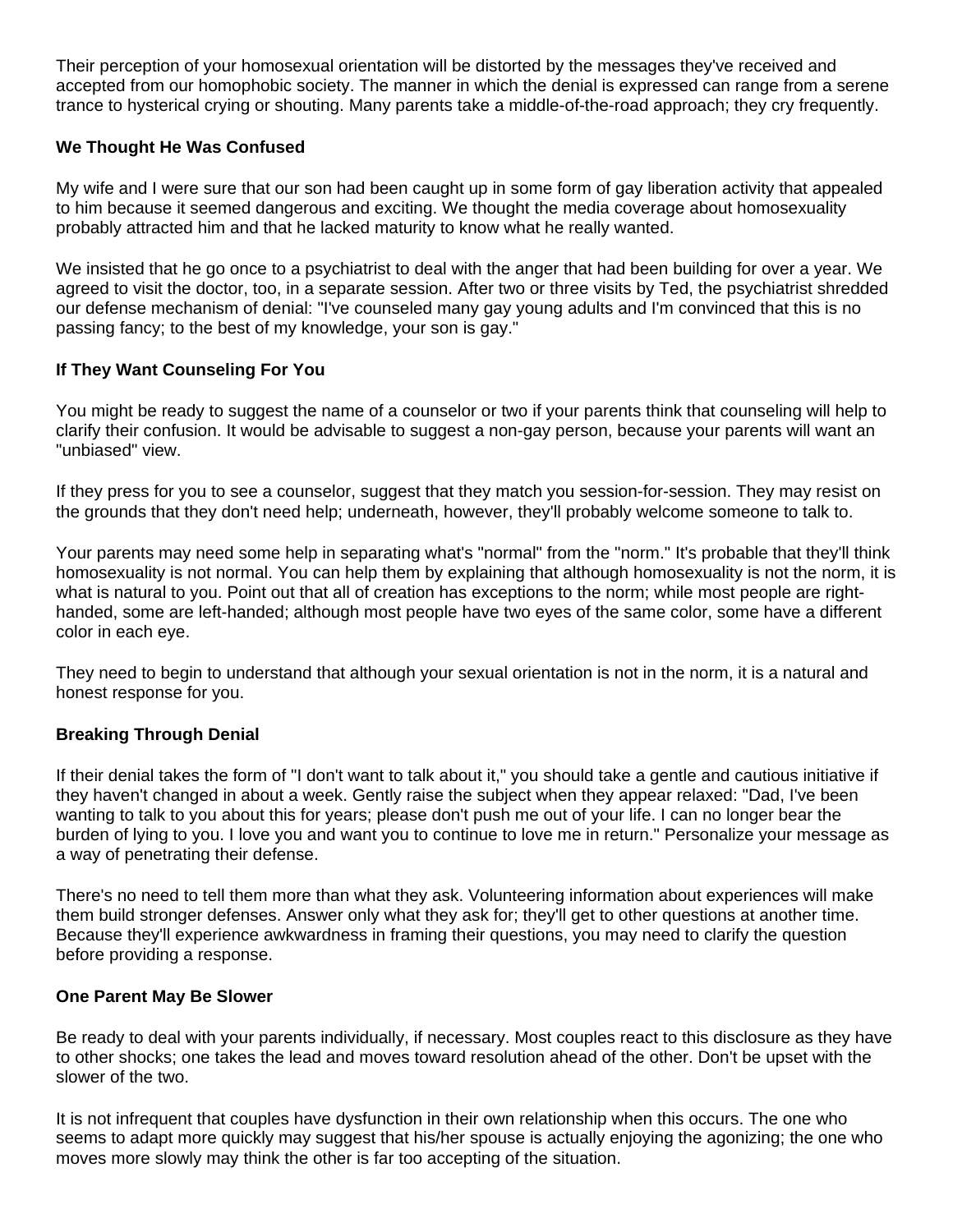Their perception of your homosexual orientation will be distorted by the messages they've received and accepted from our homophobic society. The manner in which the denial is expressed can range from a serene trance to hysterical crying or shouting. Many parents take a middle-of-the-road approach; they cry frequently.

### We Thought He Was Confused

My wife and I were sure that our son had been caught up in some form of gay liberation activity that appealed to him because it seemed dangerous and exciting. We thought the media coverage about homosexuality probably attracted him and that he lacked maturity to know what he really wanted.

We insisted that he go once to a psychiatrist to deal with the anger that had been building for over a year. We agreed to visit the doctor, too, in a separate session. After two or three visits by Ted, the psychiatrist shredded our defense mechanism of denial: "I've counseled many gay young adults and I'm convinced that this is no passing fancy; to the best of my knowledge, your son is gay."

### If They Want Counseling For You

You might be ready to suggest the name of a counselor or two if your parents think that counseling will help to clarify their confusion. It would be advisable to suggest a non-gay person, because your parents will want an "unbiased" view.

If they press for you to see a counselor, suggest that they match you session-for-session. They may resist on the grounds that they don't need help; underneath, however, they'll probably welcome someone to talk to.

Your parents may need some help in separating what's "normal" from the "norm." It's probable that they'll think homosexuality is not normal. You can help them by explaining that although homosexuality is not the norm, it is what is natural to you. Point out that all of creation has exceptions to the norm; while most people are right-handed, some are left-handed; although most people have two eyes of the same color, some have a different color in each eye.

They need to begin to understand that although your sexual orientation is not in the norm, it is a natural and honest response for you.

### Breaking Through Denial

If their denial takes the form of "I don't want to talk about it," you should take a gentle and cautious initiative if they haven't changed in about a week. Gently raise the subject when they appear relaxed: "Dad, I've been wanting to talk to you about this for years; please don't push me out of your life. I can no longer bear the burden of lying to you. I love you and want you to continue to love me in return." Personalize your message as a way of penetrating their defense.

There's no need to tell them more than what they ask. Volunteering information about experiences will make them build stronger defenses. Answer only what they ask for; they'll get to other questions at another time. Because they'll experience awkwardness in framing their questions, you may need to clarify the question before providing a response.

### One Parent May Be Slower

Be ready to deal with your parents individually, if necessary. Most couples react to this disclosure as they have to other shocks; one takes the lead and moves toward resolution ahead of the other. Don't be upset with the slower of the two.

It is not infrequent that couples have dysfunction in their own relationship when this occurs. The one who seems to adapt more quickly may suggest that his/her spouse is actually enjoying the agonizing; the one who moves more slowly may think the other is far too accepting of the situation.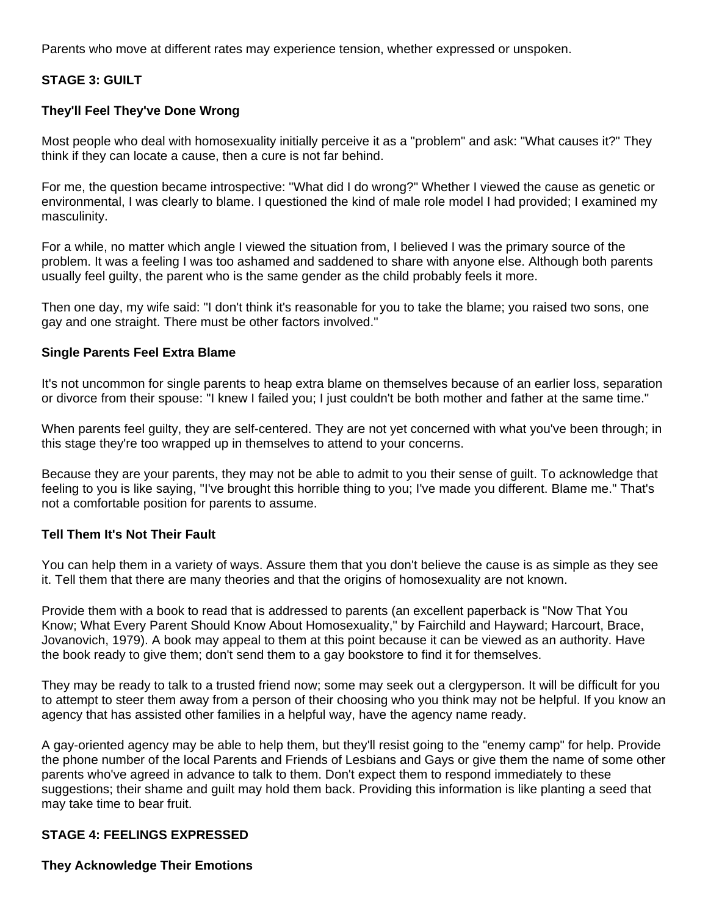Parents who move at different rates may experience tension, whether expressed or unspoken.

## STAGE 3: GUILT

### They'll Feel They've Done Wrong

Most people who deal with homosexuality initially perceive it as a "problem" and ask: "What causes it?" They think if they can locate a cause, then a cure is not far behind.

For me, the question became introspective: "What did I do wrong?" Whether I viewed the cause as genetic or environmental, I was clearly to blame. I questioned the kind of male role model I had provided; I examined my masculinity.

For a while, no matter which angle I viewed the situation from, I believed I was the primary source of the problem. It was a feeling I was too ashamed and saddened to share with anyone else. Although both parents usually feel guilty, the parent who is the same gender as the child probably feels it more.

Then one day, my wife said: "I don't think it's reasonable for you to take the blame; you raised two sons, one gay and one straight. There must be other factors involved."

### Single Parents Feel Extra Blame

It's not uncommon for single parents to heap extra blame on themselves because of an earlier loss, separation or divorce from their spouse: "I knew I failed you; I just couldn't be both mother and father at the same time."

When parents feel guilty, they are self-centered. They are not yet concerned with what you've been through; in this stage they're too wrapped up in themselves to attend to your concerns.

Because they are your parents, they may not be able to admit to you their sense of guilt. To acknowledge that feeling to you is like saying, "I've brought this horrible thing to you; I've made you different. Blame me." That's not a comfortable position for parents to assume.

### Tell Them It's Not Their Fault

You can help them in a variety of ways. Assure them that you don't believe the cause is as simple as they see it. Tell them that there are many theories and that the origins of homosexuality are not known.

Provide them with a book to read that is addressed to parents (an excellent paperback is "Now That You Know; What Every Parent Should Know About Homosexuality," by Fairchild and Hayward; Harcourt, Brace, Jovanovich, 1979). A book may appeal to them at this point because it can be viewed as an authority. Have the book ready to give them; don't send them to a gay bookstore to find it for themselves.

They may be ready to talk to a trusted friend now; some may seek out a clergyperson. It will be difficult for you to attempt to steer them away from a person of their choosing who you think may not be helpful. If you know an agency that has assisted other families in a helpful way, have the agency name ready.

A gay-oriented agency may be able to help them, but they'll resist going to the "enemy camp" for help. Provide the phone number of the local Parents and Friends of Lesbians and Gays or give them the name of some other parents who've agreed in advance to talk to them. Don't expect them to respond immediately to these suggestions; their shame and guilt may hold them back. Providing this information is like planting a seed that may take time to bear fruit.

## STAGE 4: FEELINGS EXPRESSED

### They Acknowledge Their Emotions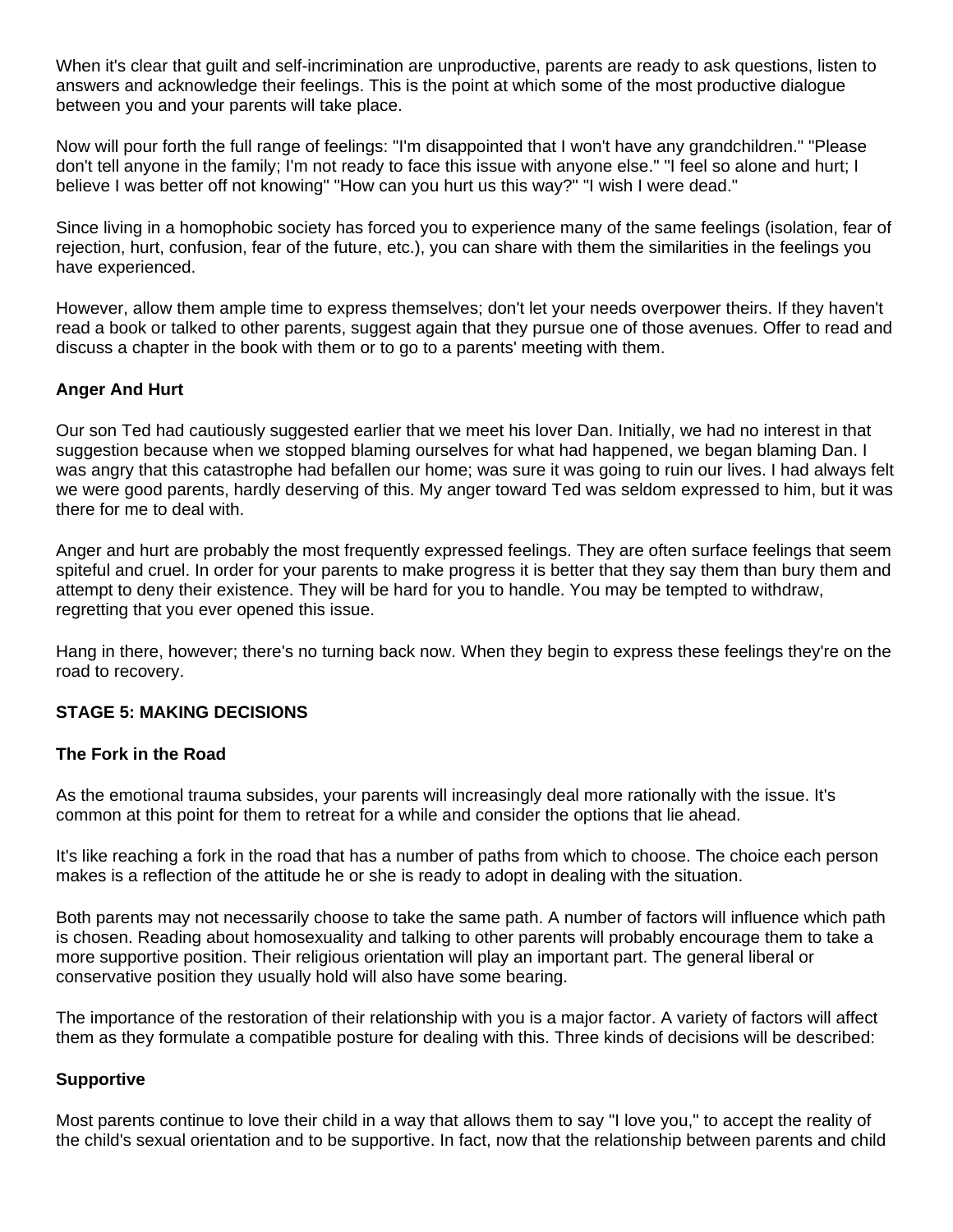When it's clear that guilt and self-incrimination are unproductive, parents are ready to ask questions, listen to answers and acknowledge their feelings. This is the point at which some of the most productive dialogue between you and your parents will take place.

Now will pour forth the full range of feelings: "I'm disappointed that I won't have any grandchildren." "Please don't tell anyone in the family; I'm not ready to face this issue with anyone else." "I feel so alone and hurt; I believe I was better off not knowing" "How can you hurt us this way?" "I wish I were dead."

Since living in a homophobic society has forced you to experience many of the same feelings (isolation, fear of rejection, hurt, confusion, fear of the future, etc.), you can share with them the similarities in the feelings you have experienced.

However, allow them ample time to express themselves; don't let your needs overpower theirs. If they haven't read a book or talked to other parents, suggest again that they pursue one of those avenues. Offer to read and discuss a chapter in the book with them or to go to a parents' meeting with them.

### Anger And Hurt

Our son Ted had cautiously suggested earlier that we meet his lover Dan. Initially, we had no interest in that suggestion because when we stopped blaming ourselves for what had happened, we began blaming Dan. I was angry that this catastrophe had befallen our home; was sure it was going to ruin our lives. I had always felt we were good parents, hardly deserving of this. My anger toward Ted was seldom expressed to him, but it was there for me to deal with.

Anger and hurt are probably the most frequently expressed feelings. They are often surface feelings that seem spiteful and cruel. In order for your parents to make progress it is better that they say them than bury them and attempt to deny their existence. They will be hard for you to handle. You may be tempted to withdraw, regretting that you ever opened this issue.

Hang in there, however; there's no turning back now. When they begin to express these feelings they're on the road to recovery.

## STAGE 5: MAKING DECISIONS

### The Fork in the Road

As the emotional trauma subsides, your parents will increasingly deal more rationally with the issue. It's common at this point for them to retreat for a while and consider the options that lie ahead.

It's like reaching a fork in the road that has a number of paths from which to choose. The choice each person makes is a reflection of the attitude he or she is ready to adopt in dealing with the situation.

Both parents may not necessarily choose to take the same path. A number of factors will influence which path is chosen. Reading about homosexuality and talking to other parents will probably encourage them to take a more supportive position. Their religious orientation will play an important part. The general liberal or conservative position they usually hold will also have some bearing.

The importance of the restoration of their relationship with you is a major factor. A variety of factors will affect them as they formulate a compatible posture for dealing with this. Three kinds of decisions will be described:

### Supportive

Most parents continue to love their child in a way that allows them to say "I love you," to accept the reality of the child's sexual orientation and to be supportive. In fact, now that the relationship between parents and child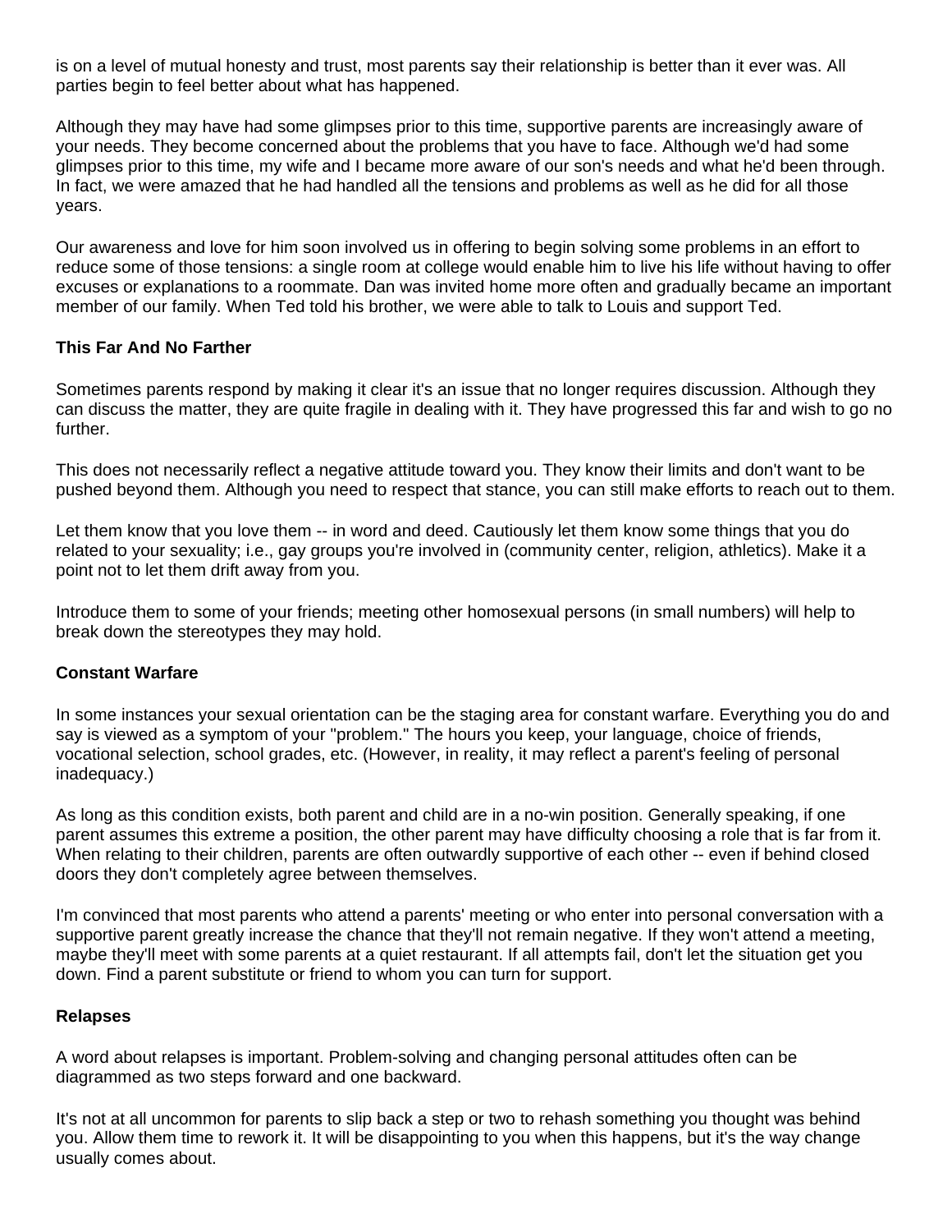is on a level of mutual honesty and trust, most parents say their relationship is better than it ever was. All parties begin to feel better about what has happened.

Although they may have had some glimpses prior to this time, supportive parents are increasingly aware of your needs. They become concerned about the problems that you have to face. Although we'd had some glimpses prior to this time, my wife and I became more aware of our son's needs and what he'd been through. In fact, we were amazed that he had handled all the tensions and problems as well as he did for all those years.

Our awareness and love for him soon involved us in offering to begin solving some problems in an effort to reduce some of those tensions: a single room at college would enable him to live his life without having to offer excuses or explanations to a roommate. Dan was invited home more often and gradually became an important member of our family. When Ted told his brother, we were able to talk to Louis and support Ted.

**This Far And No Farther**

Sometimes parents respond by making it clear it's an issue that no longer requires discussion. Although they can discuss the matter, they are quite fragile in dealing with it. They have progressed this far and wish to go no further.

This does not necessarily reflect a negative attitude toward you. They know their limits and don't want to be pushed beyond them. Although you need to respect that stance, you can still make efforts to reach out to them.

Let them know that you love them -- in word and deed. Cautiously let them know some things that you do related to your sexuality; i.e., gay groups you're involved in (community center, religion, athletics). Make it a point not to let them drift away from you.

Introduce them to some of your friends; meeting other homosexual persons (in small numbers) will help to break down the stereotypes they may hold.

**Constant Warfare**

In some instances your sexual orientation can be the staging area for constant warfare. Everything you do and say is viewed as a symptom of your "problem." The hours you keep, your language, choice of friends, vocational selection, school grades, etc. (However, in reality, it may reflect a parent's feeling of personal inadequacy.)

As long as this condition exists, both parent and child are in a no-win position. Generally speaking, if one parent assumes this extreme a position, the other parent may have difficulty choosing a role that is far from it. When relating to their children, parents are often outwardly supportive of each other -- even if behind closed doors they don't completely agree between themselves.

I'm convinced that most parents who attend a parents' meeting or who enter into personal conversation with a supportive parent greatly increase the chance that they'll not remain negative. If they won't attend a meeting, maybe they'll meet with some parents at a quiet restaurant. If all attempts fail, don't let the situation get you down. Find a parent substitute or friend to whom you can turn for support.

**Relapses**

A word about relapses is important. Problem-solving and changing personal attitudes often can be diagrammed as two steps forward and one backward.

It's not at all uncommon for parents to slip back a step or two to rehash something you thought was behind you. Allow them time to rework it. It will be disappointing to you when this happens, but it's the way change usually comes about.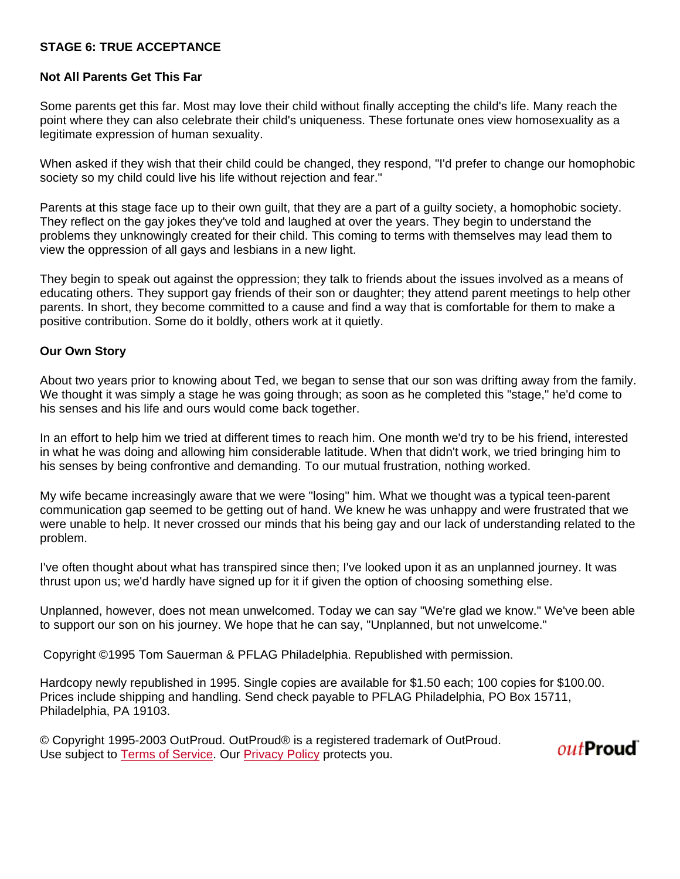## STAGE 6: TRUE ACCEPTANCE

### Not All Parents Get This Far

Some parents get this far. Most may love their child without finally accepting the child's life. Many reach the point where they can also celebrate their child's uniqueness. These fortunate ones view homosexuality as a legitimate expression of human sexuality.

When asked if they wish that their child could be changed, they respond, "I'd prefer to change our homophobic society so my child could live his life without rejection and fear."

Parents at this stage face up to their own guilt, that they are a part of a guilty society, a homophobic society. They reflect on the gay jokes they've told and laughed at over the years. They begin to understand the problems they unknowingly created for their child. This coming to terms with themselves may lead them to view the oppression of all gays and lesbians in a new light.

They begin to speak out against the oppression; they talk to friends about the issues involved as a means of educating others. They support gay friends of their son or daughter; they attend parent meetings to help other parents. In short, they become committed to a cause and find a way that is comfortable for them to make a positive contribution. Some do it boldly, others work at it quietly.

### Our Own Story

About two years prior to knowing about Ted, we began to sense that our son was drifting away from the family. We thought it was simply a stage he was going through; as soon as he completed this "stage," he'd come to his senses and his life and ours would come back together.

In an effort to help him we tried at different times to reach him. One month we'd try to be his friend, interested in what he was doing and allowing him considerable latitude. When that didn't work, we tried bringing him to his senses by being confrontive and demanding. To our mutual frustration, nothing worked.

My wife became increasingly aware that we were "losing" him. What we thought was a typical teen-parent communication gap seemed to be getting out of hand. We knew he was unhappy and were frustrated that we were unable to help. It never crossed our minds that his being gay and our lack of understanding related to the problem.

I've often thought about what has transpired since then; I've looked upon it as an unplanned journey. It was thrust upon us; we'd hardly have signed up for it if given the option of choosing something else.

Unplanned, however, does not mean unwelcomed. Today we can say "We're glad we know." We've been able to support our son on his journey. We hope that he can say, "Unplanned, but not unwelcome."

Copyright ©1995 Tom Sauerman & PFLAG Philadelphia. Republished with permission.

Hardcopy newly republished in 1995. Single copies are available for $1.50 each; 100 copies for $100.00. Prices include shipping and handling. Send check payable to PFLAG Philadelphia, PO Box 15711, Philadelphia, PA 19103.

© Copyright 1995-2003 OutProud. OutProud® is a registered trademark of OutProud.
Use subject to Terms of Service. Our Privacy Policy protects you.

outProud